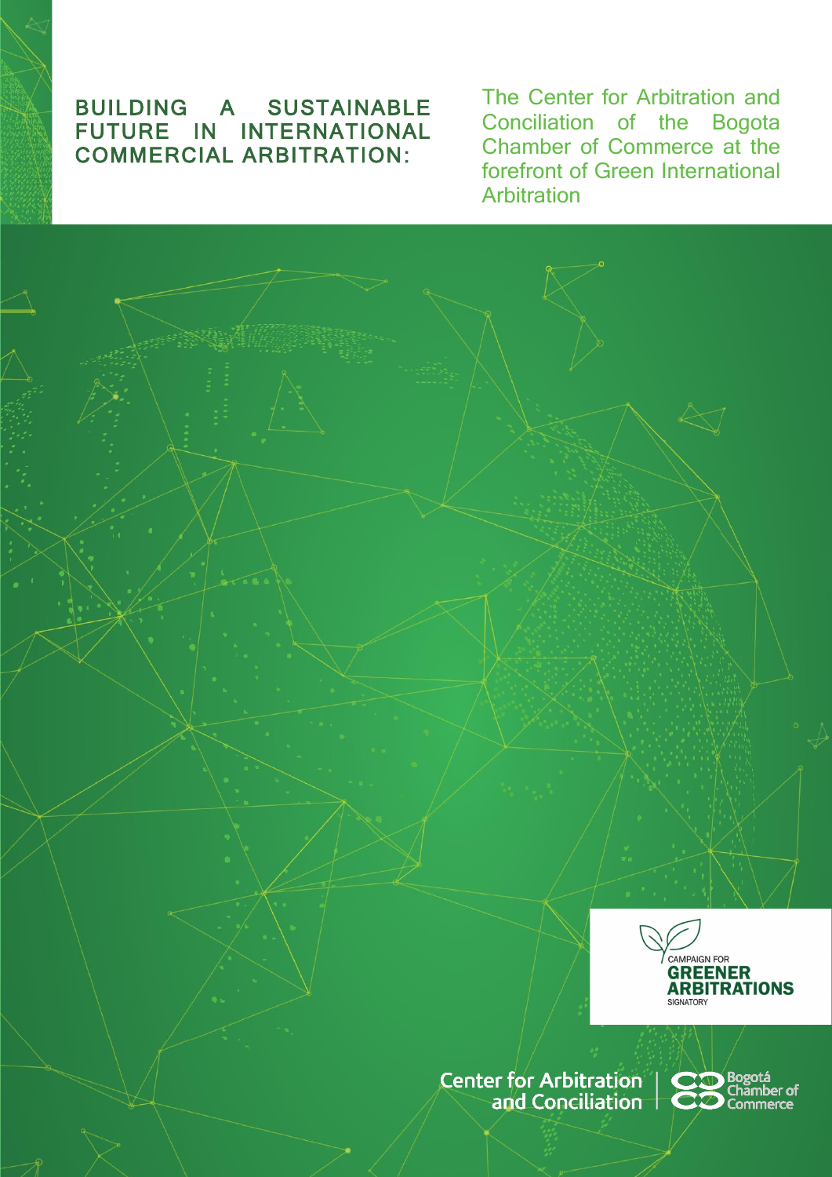# BUILDING A SUSTAINABLE FUTURE IN INTERNATIONAL COMMERCIAL ARBITRATION:

## The Center for Arbitration and Conciliation of the Bogota Chamber of Commerce at the forefront of Green International Arbitration

CAMPAIGN FOR **GREENER ARBITRATIONS** SIGNATORY

Center for Arbitration and Conciliation | Bogotá Chamber of Commerce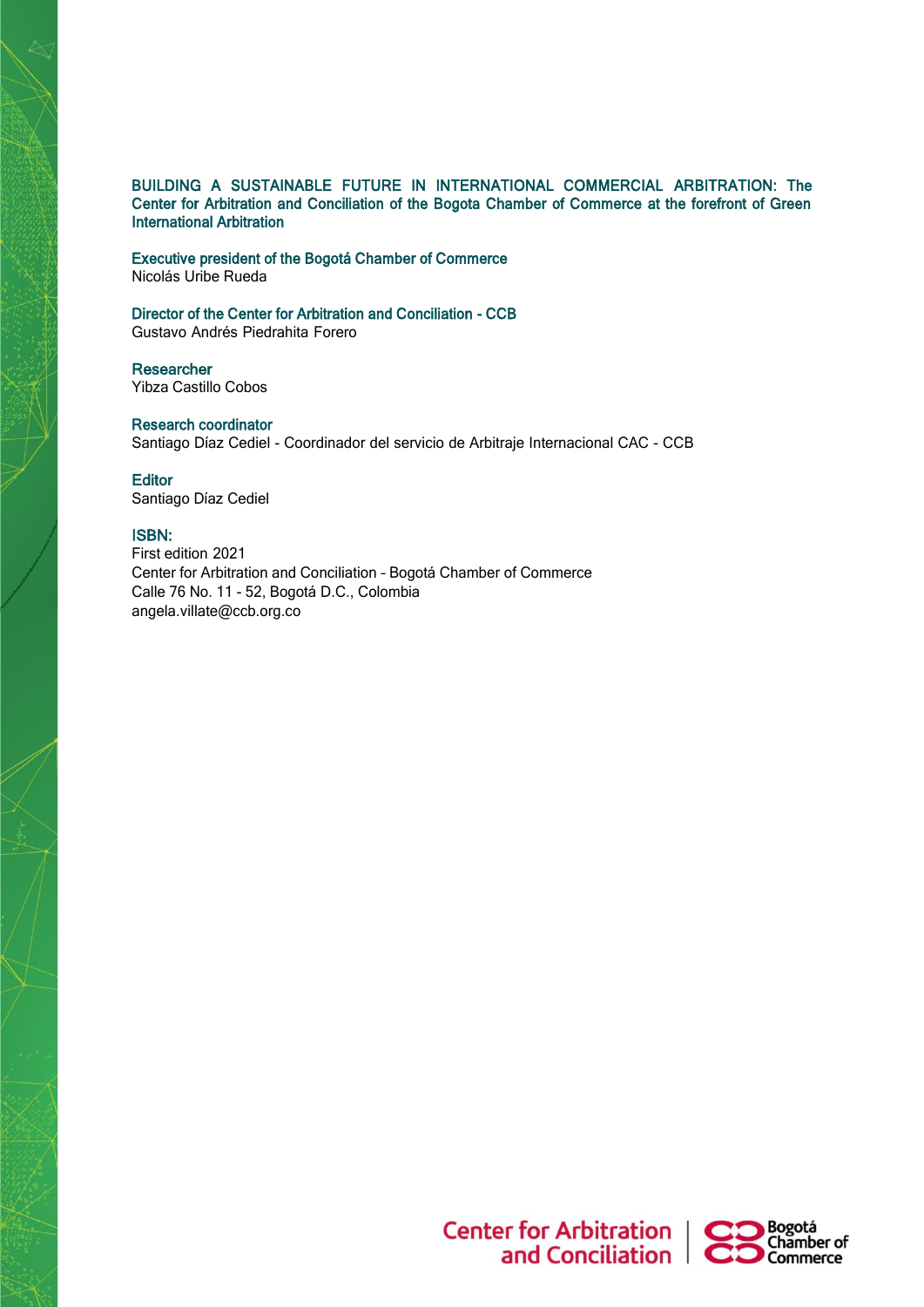**BUILDING A SUSTAINABLE FUTURE IN INTERNATIONAL COMMERCIAL ARBITRATION: The Center for Arbitration and Conciliation of the Bogota Chamber of Commerce at the forefront of Green International Arbitration**

**Executive president of the Bogotá Chamber of Commerce**
Nicolás Uribe Rueda

**Director of the Center for Arbitration and Conciliation - CCB**
Gustavo Andrés Piedrahita Forero

**Researcher**
Yibza Castillo Cobos

**Research coordinator**
Santiago Díaz Cediel - Coordinador del servicio de Arbitraje Internacional CAC - CCB

**Editor**
Santiago Díaz Cediel

**ISBN:**
First edition 2021
Center for Arbitration and Conciliation – Bogotá Chamber of Commerce
Calle 76 No. 11 - 52, Bogotá D.C., Colombia
angela.villate@ccb.org.co

Center for Arbitration and Conciliation | Bogotá Chamber of Commerce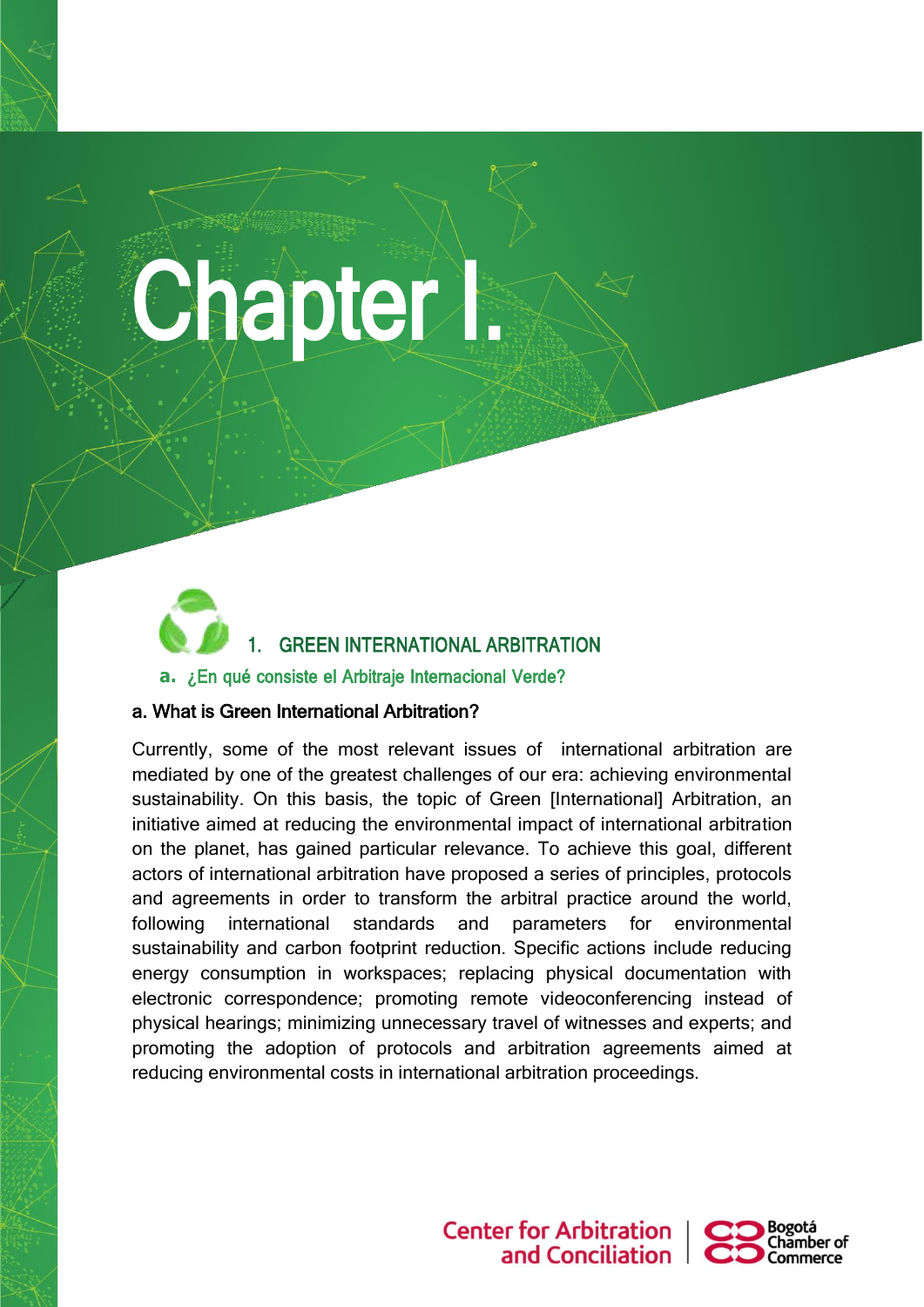# Chapter I.

## 1. GREEN INTERNATIONAL ARBITRATION

### a. ¿En qué consiste el Arbitraje Internacional Verde?

**a. What is Green International Arbitration?**

Currently, some of the most relevant issues of international arbitration are mediated by one of the greatest challenges of our era: achieving environmental sustainability. On this basis, the topic of Green [International] Arbitration, an initiative aimed at reducing the environmental impact of international arbitration on the planet, has gained particular relevance. To achieve this goal, different actors of international arbitration have proposed a series of principles, protocols and agreements in order to transform the arbitral practice around the world, following international standards and parameters for environmental sustainability and carbon footprint reduction. Specific actions include reducing energy consumption in workspaces; replacing physical documentation with electronic correspondence; promoting remote videoconferencing instead of physical hearings; minimizing unnecessary travel of witnesses and experts; and promoting the adoption of protocols and arbitration agreements aimed at reducing environmental costs in international arbitration proceedings.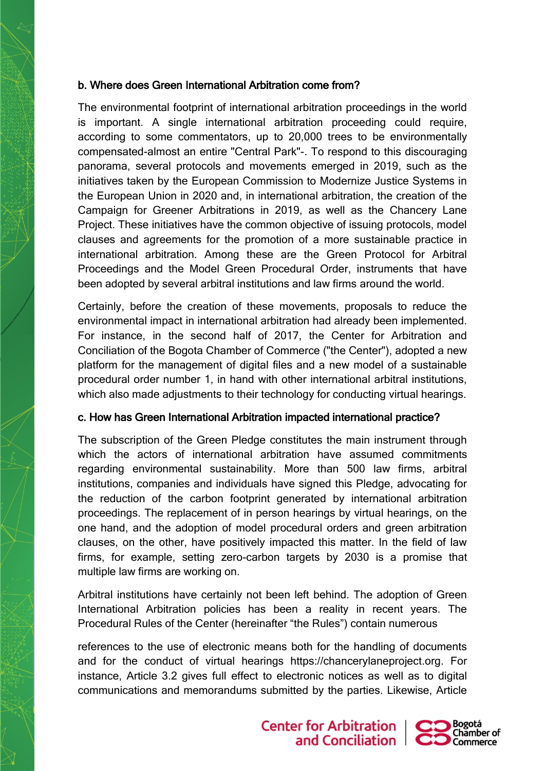### b. Where does Green International Arbitration come from?

The environmental footprint of international arbitration proceedings in the world is important. A single international arbitration proceeding could require, according to some commentators, up to 20,000 trees to be environmentally compensated-almost an entire "Central Park"-. To respond to this discouraging panorama, several protocols and movements emerged in 2019, such as the initiatives taken by the European Commission to Modernize Justice Systems in the European Union in 2020 and, in international arbitration, the creation of the Campaign for Greener Arbitrations in 2019, as well as the Chancery Lane Project. These initiatives have the common objective of issuing protocols, model clauses and agreements for the promotion of a more sustainable practice in international arbitration. Among these are the Green Protocol for Arbitral Proceedings and the Model Green Procedural Order, instruments that have been adopted by several arbitral institutions and law firms around the world.

Certainly, before the creation of these movements, proposals to reduce the environmental impact in international arbitration had already been implemented. For instance, in the second half of 2017, the Center for Arbitration and Conciliation of the Bogota Chamber of Commerce ("the Center"), adopted a new platform for the management of digital files and a new model of a sustainable procedural order number 1, in hand with other international arbitral institutions, which also made adjustments to their technology for conducting virtual hearings.

### c. How has Green International Arbitration impacted international practice?

The subscription of the Green Pledge constitutes the main instrument through which the actors of international arbitration have assumed commitments regarding environmental sustainability. More than 500 law firms, arbitral institutions, companies and individuals have signed this Pledge, advocating for the reduction of the carbon footprint generated by international arbitration proceedings. The replacement of in person hearings by virtual hearings, on the one hand, and the adoption of model procedural orders and green arbitration clauses, on the other, have positively impacted this matter. In the field of law firms, for example, setting zero-carbon targets by 2030 is a promise that multiple law firms are working on.

Arbitral institutions have certainly not been left behind. The adoption of Green International Arbitration policies has been a reality in recent years. The Procedural Rules of the Center (hereinafter "the Rules") contain numerous

references to the use of electronic means both for the handling of documents and for the conduct of virtual hearings https://chancerylaneproject.org. For instance, Article 3.2 gives full effect to electronic notices as well as to digital communications and memorandums submitted by the parties. Likewise, Article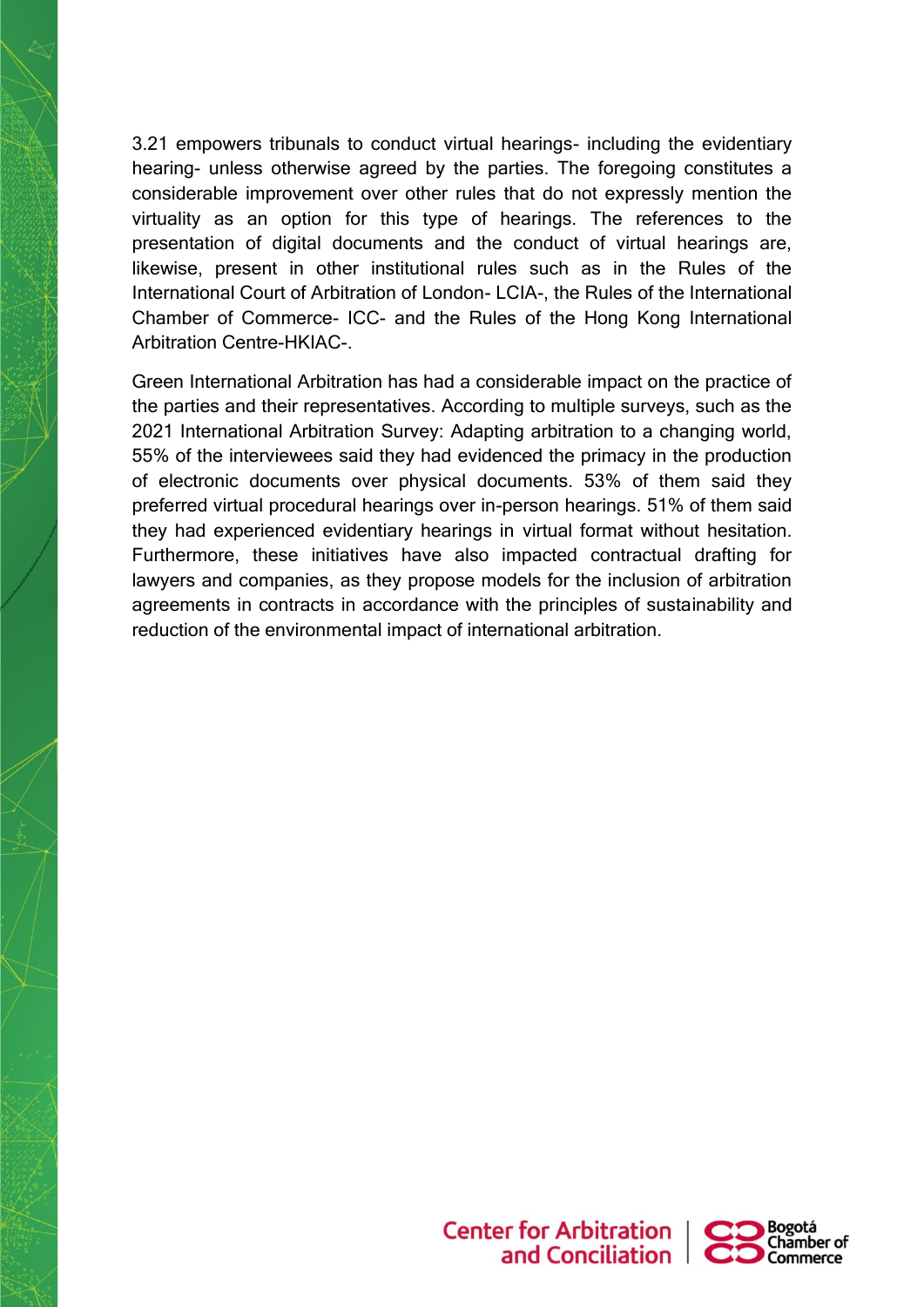3.21 empowers tribunals to conduct virtual hearings- including the evidentiary hearing- unless otherwise agreed by the parties. The foregoing constitutes a considerable improvement over other rules that do not expressly mention the virtuality as an option for this type of hearings. The references to the presentation of digital documents and the conduct of virtual hearings are, likewise, present in other institutional rules such as in the Rules of the International Court of Arbitration of London- LCIA-, the Rules of the International Chamber of Commerce- ICC- and the Rules of the Hong Kong International Arbitration Centre-HKIAC-.

Green International Arbitration has had a considerable impact on the practice of the parties and their representatives. According to multiple surveys, such as the 2021 International Arbitration Survey: Adapting arbitration to a changing world, 55% of the interviewees said they had evidenced the primacy in the production of electronic documents over physical documents. 53% of them said they preferred virtual procedural hearings over in-person hearings. 51% of them said they had experienced evidentiary hearings in virtual format without hesitation. Furthermore, these initiatives have also impacted contractual drafting for lawyers and companies, as they propose models for the inclusion of arbitration agreements in contracts in accordance with the principles of sustainability and reduction of the environmental impact of international arbitration.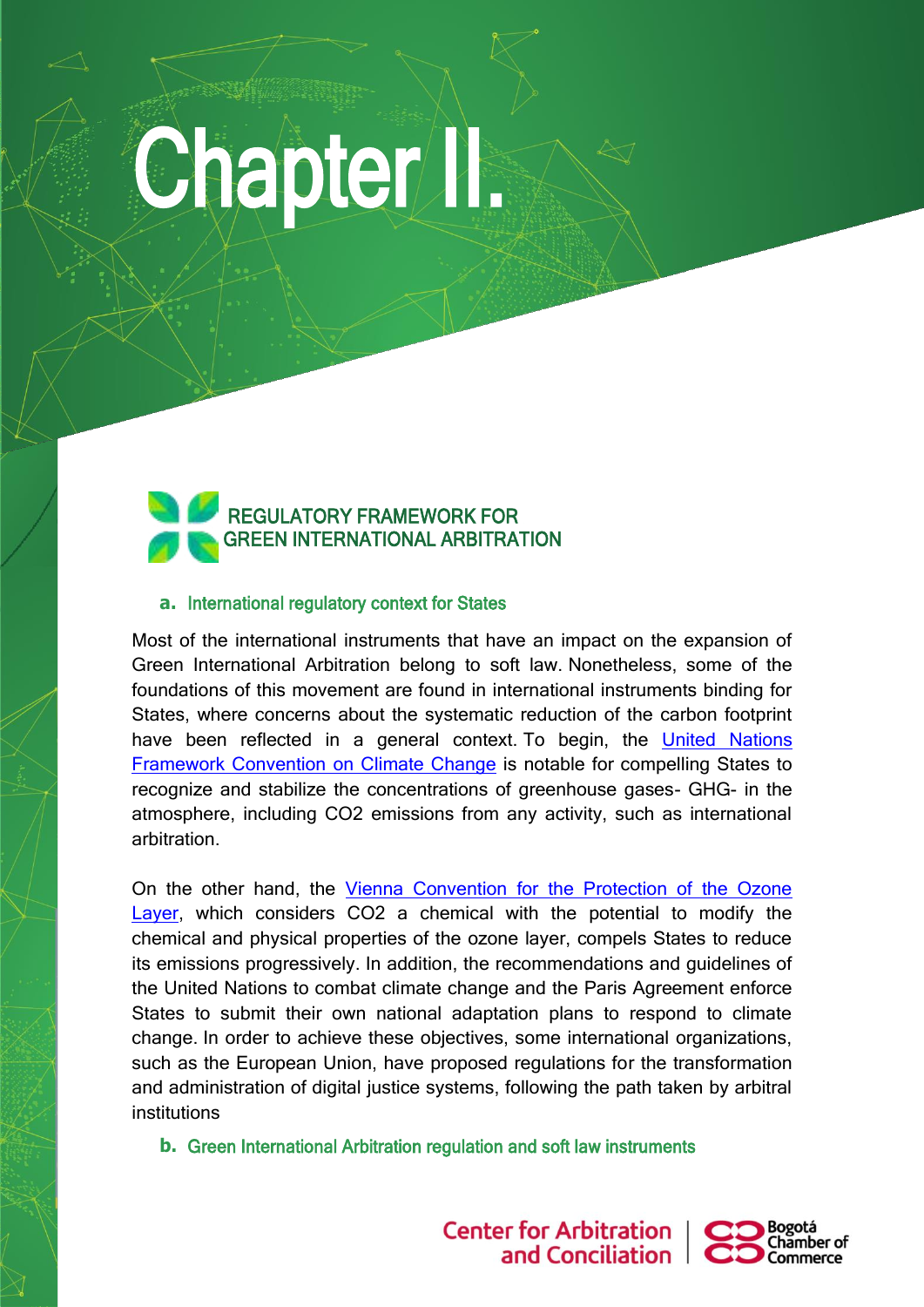# Chapter II.

## REGULATORY FRAMEWORK FOR GREEN INTERNATIONAL ARBITRATION

### a. International regulatory context for States

Most of the international instruments that have an impact on the expansion of Green International Arbitration belong to soft law. Nonetheless, some of the foundations of this movement are found in international instruments binding for States, where concerns about the systematic reduction of the carbon footprint have been reflected in a general context. To begin, the [United Nations Framework Convention on Climate Change] is notable for compelling States to recognize and stabilize the concentrations of greenhouse gases- GHG- in the atmosphere, including $CO_2$ emissions from any activity, such as international arbitration.

On the other hand, the [Vienna Convention for the Protection of the Ozone Layer], which considers $CO_2$ a chemical with the potential to modify the chemical and physical properties of the ozone layer, compels States to reduce its emissions progressively. In addition, the recommendations and guidelines of the United Nations to combat climate change and the Paris Agreement enforce States to submit their own national adaptation plans to respond to climate change. In order to achieve these objectives, some international organizations, such as the European Union, have proposed regulations for the transformation and administration of digital justice systems, following the path taken by arbitral institutions

### b. Green International Arbitration regulation and soft law instruments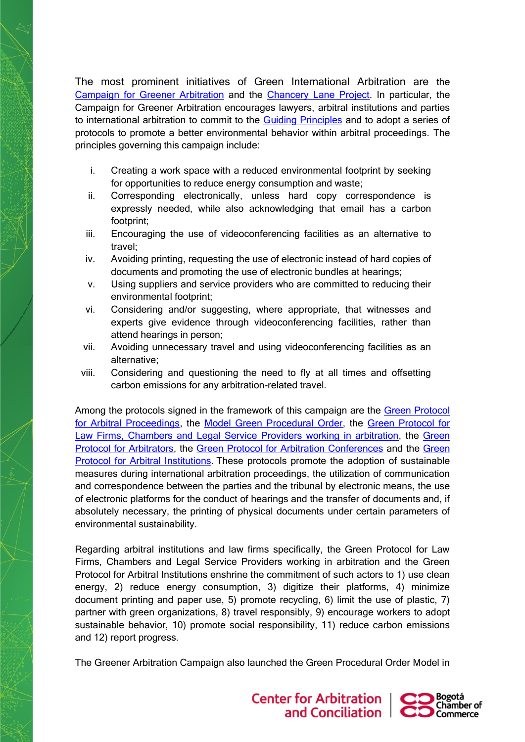The most prominent initiatives of Green International Arbitration are the [Campaign for Greener Arbitration](#) and the [Chancery Lane Project](#). In particular, the Campaign for Greener Arbitration encourages lawyers, arbitral institutions and parties to international arbitration to commit to the [Guiding Principles](#) and to adopt a series of protocols to promote a better environmental behavior within arbitral proceedings. The principles governing this campaign include:

i. Creating a work space with a reduced environmental footprint by seeking for opportunities to reduce energy consumption and waste;
ii. Corresponding electronically, unless hard copy correspondence is expressly needed, while also acknowledging that email has a carbon footprint;
iii. Encouraging the use of videoconferencing facilities as an alternative to travel;
iv. Avoiding printing, requesting the use of electronic instead of hard copies of documents and promoting the use of electronic bundles at hearings;
v. Using suppliers and service providers who are committed to reducing their environmental footprint;
vi. Considering and/or suggesting, where appropriate, that witnesses and experts give evidence through videoconferencing facilities, rather than attend hearings in person;
vii. Avoiding unnecessary travel and using videoconferencing facilities as an alternative;
viii. Considering and questioning the need to fly at all times and offsetting carbon emissions for any arbitration-related travel.

Among the protocols signed in the framework of this campaign are the [Green Protocol for Arbitral Proceedings](#), the [Model Green Procedural Order](#), the [Green Protocol for Law Firms, Chambers and Legal Service Providers working in arbitration](#), the [Green Protocol for Arbitrators](#), the [Green Protocol for Arbitration Conferences](#) and the [Green Protocol for Arbitral Institutions](#). These protocols promote the adoption of sustainable measures during international arbitration proceedings, the utilization of communication and correspondence between the parties and the tribunal by electronic means, the use of electronic platforms for the conduct of hearings and the transfer of documents and, if absolutely necessary, the printing of physical documents under certain parameters of environmental sustainability.

Regarding arbitral institutions and law firms specifically, the Green Protocol for Law Firms, Chambers and Legal Service Providers working in arbitration and the Green Protocol for Arbitral Institutions enshrine the commitment of such actors to 1) use clean energy, 2) reduce energy consumption, 3) digitize their platforms, 4) minimize document printing and paper use, 5) promote recycling, 6) limit the use of plastic, 7) partner with green organizations, 8) travel responsibly, 9) encourage workers to adopt sustainable behavior, 10) promote social responsibility, 11) reduce carbon emissions and 12) report progress.

The Greener Arbitration Campaign also launched the Green Procedural Order Model in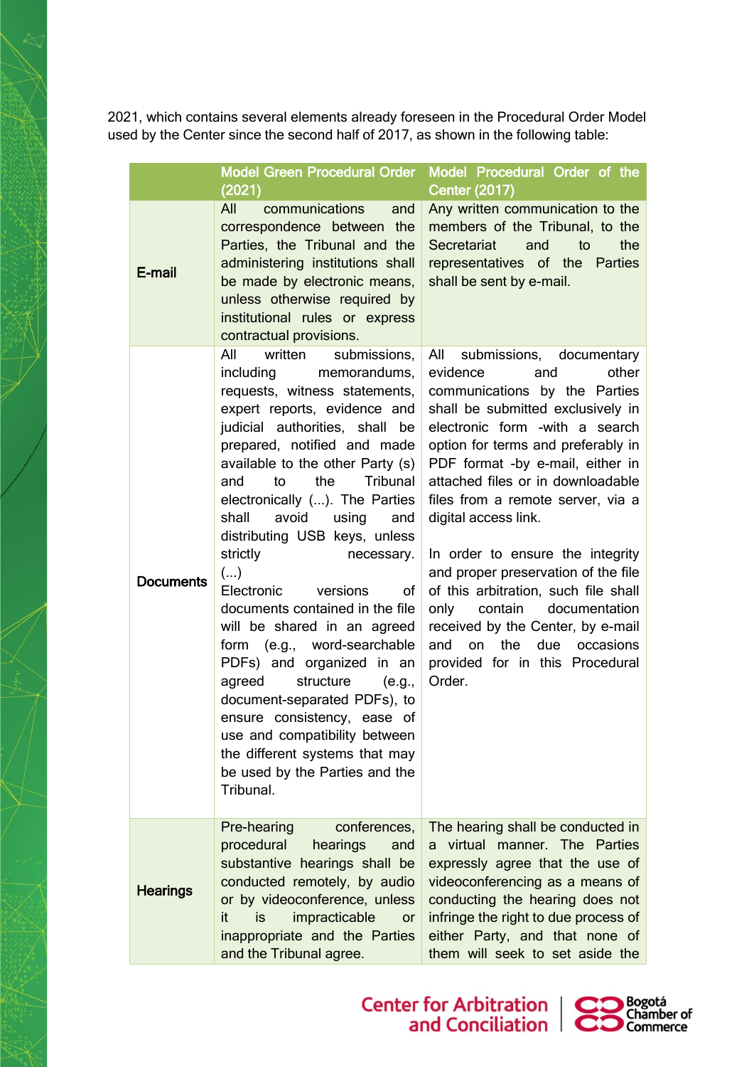2021, which contains several elements already foreseen in the Procedural Order Model used by the Center since the second half of 2017, as shown in the following table:

| | Model Green Procedural Order (2021) | Model Procedural Order of the Center (2017) |
|---|---|---|
| **E-mail** | All communications and correspondence between the Parties, the Tribunal and the administering institutions shall be made by electronic means, unless otherwise required by institutional rules or express contractual provisions. | Any written communication to the members of the Tribunal, to the Secretariat and to the representatives of the Parties shall be sent by e-mail. |
| **Documents** | All written submissions, including memorandums, requests, witness statements, expert reports, evidence and judicial authorities, shall be prepared, notified and made available to the other Party (s) and to the Tribunal electronically (...). The Parties shall avoid using and distributing USB keys, unless strictly necessary. (...)<br>Electronic versions of documents contained in the file will be shared in an agreed form (e.g., word-searchable PDFs) and organized in an agreed structure (e.g., document-separated PDFs), to ensure consistency, ease of use and compatibility between the different systems that may be used by the Parties and the Tribunal. | All submissions, documentary evidence and other communications by the Parties shall be submitted exclusively in electronic form -with a search option for terms and preferably in PDF format -by e-mail, either in attached files or in downloadable files from a remote server, via a digital access link.<br><br>In order to ensure the integrity and proper preservation of the file of this arbitration, such file shall only contain documentation received by the Center, by e-mail and on the due occasions provided for in this Procedural Order. |
| **Hearings** | Pre-hearing conferences, procedural hearings and substantive hearings shall be conducted remotely, by audio or by videoconference, unless it is impracticable or inappropriate and the Parties and the Tribunal agree. | The hearing shall be conducted in a virtual manner. The Parties expressly agree that the use of videoconferencing as a means of conducting the hearing does not infringe the right to due process of either Party, and that none of them will seek to set aside the |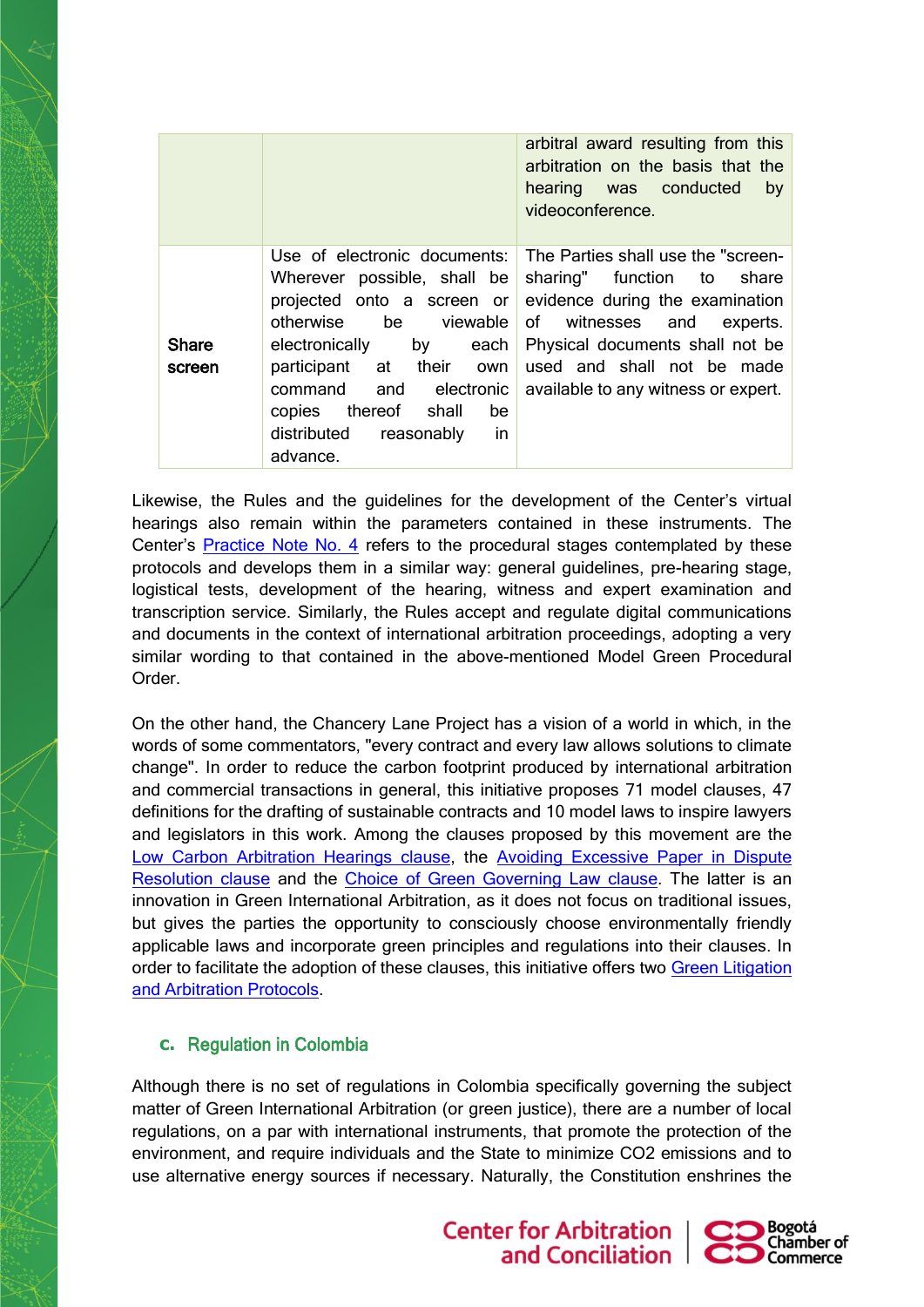| | | |
|---|---|---|
| | | arbitral award resulting from this arbitration on the basis that the hearing was conducted by videoconference. |
| **Share screen** | Use of electronic documents: Wherever possible, shall be projected onto a screen or otherwise be viewable electronically by each participant at their own command and electronic copies thereof shall be distributed reasonably in advance. | The Parties shall use the "screen-sharing" function to share evidence during the examination of witnesses and experts. Physical documents shall not be used and shall not be made available to any witness or expert. |

Likewise, the Rules and the guidelines for the development of the Center's virtual hearings also remain within the parameters contained in these instruments. The Center's Practice Note No. 4 refers to the procedural stages contemplated by these protocols and develops them in a similar way: general guidelines, pre-hearing stage, logistical tests, development of the hearing, witness and expert examination and transcription service. Similarly, the Rules accept and regulate digital communications and documents in the context of international arbitration proceedings, adopting a very similar wording to that contained in the above-mentioned Model Green Procedural Order.

On the other hand, the Chancery Lane Project has a vision of a world in which, in the words of some commentators, "every contract and every law allows solutions to climate change". In order to reduce the carbon footprint produced by international arbitration and commercial transactions in general, this initiative proposes 71 model clauses, 47 definitions for the drafting of sustainable contracts and 10 model laws to inspire lawyers and legislators in this work. Among the clauses proposed by this movement are the Low Carbon Arbitration Hearings clause, the Avoiding Excessive Paper in Dispute Resolution clause and the Choice of Green Governing Law clause. The latter is an innovation in Green International Arbitration, as it does not focus on traditional issues, but gives the parties the opportunity to consciously choose environmentally friendly applicable laws and incorporate green principles and regulations into their clauses. In order to facilitate the adoption of these clauses, this initiative offers two Green Litigation and Arbitration Protocols.

### c. Regulation in Colombia

Although there is no set of regulations in Colombia specifically governing the subject matter of Green International Arbitration (or green justice), there are a number of local regulations, on a par with international instruments, that promote the protection of the environment, and require individuals and the State to minimize $CO_2$ emissions and to use alternative energy sources if necessary. Naturally, the Constitution enshrines the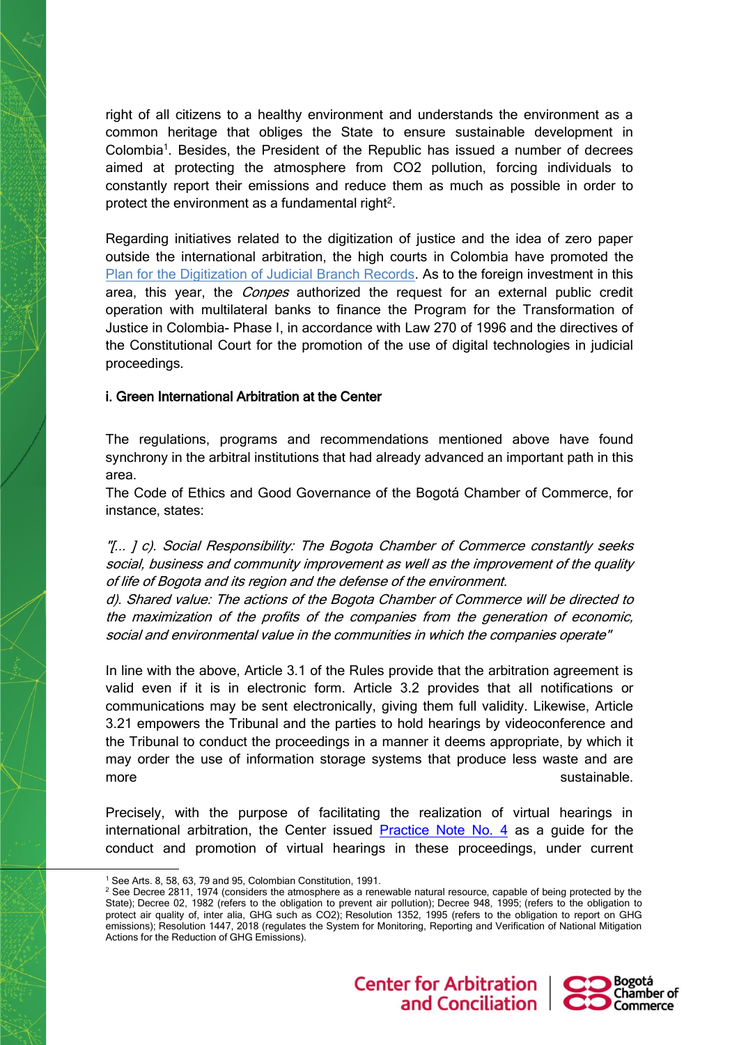right of all citizens to a healthy environment and understands the environment as a common heritage that obliges the State to ensure sustainable development in Colombia[1]. Besides, the President of the Republic has issued a number of decrees aimed at protecting the atmosphere from $CO_2$ pollution, forcing individuals to constantly report their emissions and reduce them as much as possible in order to protect the environment as a fundamental right[2].

Regarding initiatives related to the digitization of justice and the idea of zero paper outside the international arbitration, the high courts in Colombia have promoted the Plan for the Digitization of Judicial Branch Records. As to the foreign investment in this area, this year, the *Conpes* authorized the request for an external public credit operation with multilateral banks to finance the Program for the Transformation of Justice in Colombia- Phase I, in accordance with Law 270 of 1996 and the directives of the Constitutional Court for the promotion of the use of digital technologies in judicial proceedings.

### i. Green International Arbitration at the Center

The regulations, programs and recommendations mentioned above have found synchrony in the arbitral institutions that had already advanced an important path in this area.

The Code of Ethics and Good Governance of the Bogotá Chamber of Commerce, for instance, states:

*"[... ] c). Social Responsibility: The Bogota Chamber of Commerce constantly seeks social, business and community improvement as well as the improvement of the quality of life of Bogota and its region and the defense of the environment.*
*d). Shared value: The actions of the Bogota Chamber of Commerce will be directed to the maximization of the profits of the companies from the generation of economic, social and environmental value in the communities in which the companies operate"*

In line with the above, Article 3.1 of the Rules provide that the arbitration agreement is valid even if it is in electronic form. Article 3.2 provides that all notifications or communications may be sent electronically, giving them full validity. Likewise, Article 3.21 empowers the Tribunal and the parties to hold hearings by videoconference and the Tribunal to conduct the proceedings in a manner it deems appropriate, by which it may order the use of information storage systems that produce less waste and are more sustainable.

Precisely, with the purpose of facilitating the realization of virtual hearings in international arbitration, the Center issued Practice Note No. 4 as a guide for the conduct and promotion of virtual hearings in these proceedings, under current

---

[1] See Arts. 8, 58, 63, 79 and 95, Colombian Constitution, 1991.
[2] See Decree 2811, 1974 (considers the atmosphere as a renewable natural resource, capable of being protected by the State); Decree 02, 1982 (refers to the obligation to prevent air pollution); Decree 948, 1995; (refers to the obligation to protect air quality of, inter alia, GHG such as $CO_2$); Resolution 1352, 1995 (refers to the obligation to report on GHG emissions); Resolution 1447, 2018 (regulates the System for Monitoring, Reporting and Verification of National Mitigation Actions for the Reduction of GHG Emissions).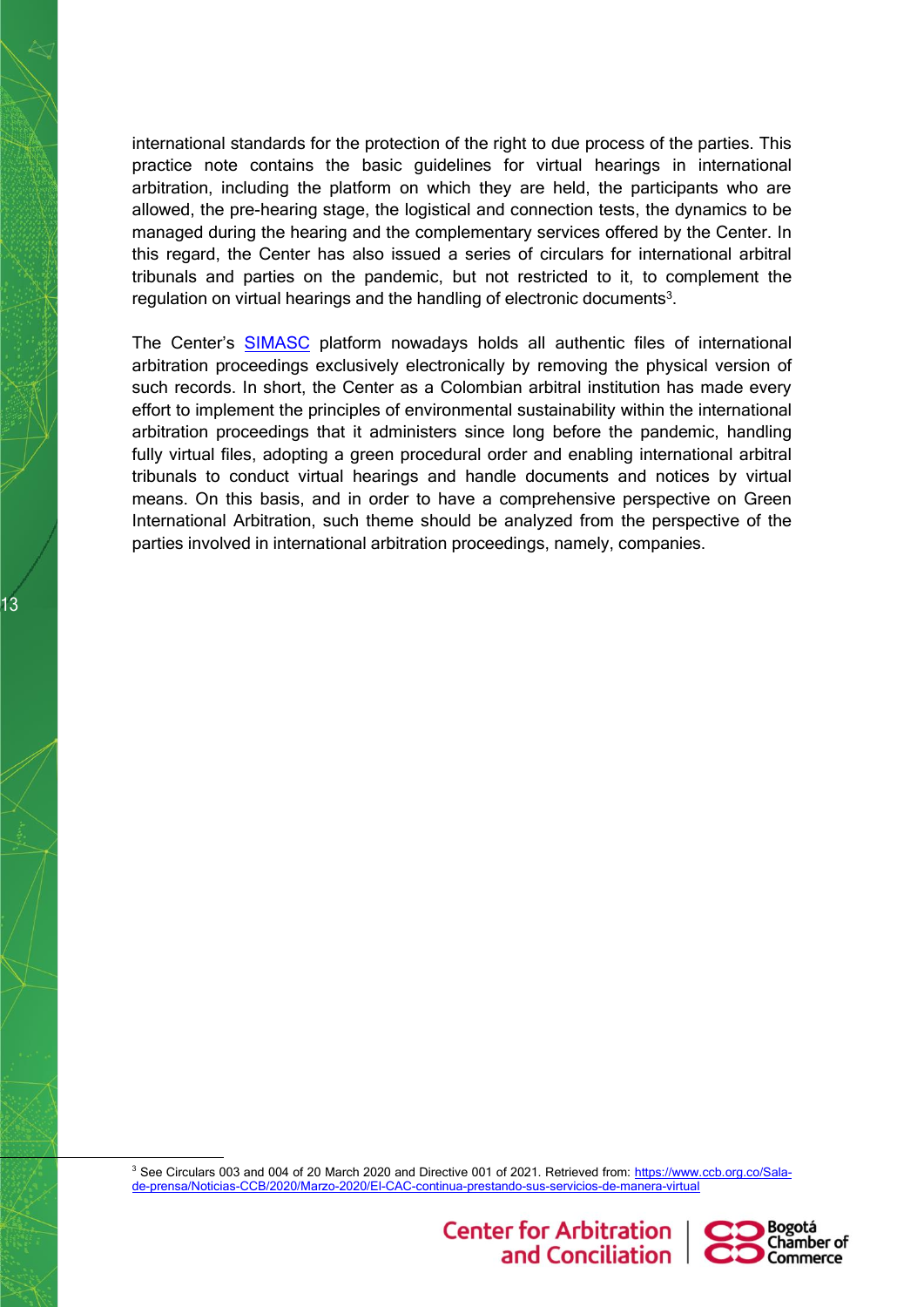international standards for the protection of the right to due process of the parties. This practice note contains the basic guidelines for virtual hearings in international arbitration, including the platform on which they are held, the participants who are allowed, the pre-hearing stage, the logistical and connection tests, the dynamics to be managed during the hearing and the complementary services offered by the Center. In this regard, the Center has also issued a series of circulars for international arbitral tribunals and parties on the pandemic, but not restricted to it, to complement the regulation on virtual hearings and the handling of electronic documents[3].

The Center's SIMASC platform nowadays holds all authentic files of international arbitration proceedings exclusively electronically by removing the physical version of such records. In short, the Center as a Colombian arbitral institution has made every effort to implement the principles of environmental sustainability within the international arbitration proceedings that it administers since long before the pandemic, handling fully virtual files, adopting a green procedural order and enabling international arbitral tribunals to conduct virtual hearings and handle documents and notices by virtual means. On this basis, and in order to have a comprehensive perspective on Green International Arbitration, such theme should be analyzed from the perspective of the parties involved in international arbitration proceedings, namely, companies.

[3] See Circulars 003 and 004 of 20 March 2020 and Directive 001 of 2021. Retrieved from: https://www.ccb.org.co/Sala-de-prensa/Noticias-CCB/2020/Marzo-2020/El-CAC-continua-prestando-sus-servicios-de-manera-virtual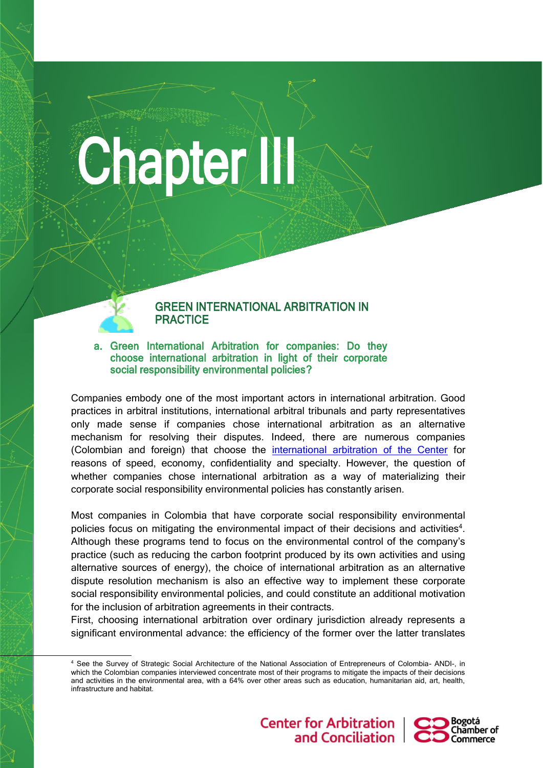# Chapter III

## GREEN INTERNATIONAL ARBITRATION IN PRACTICE

### a. Green International Arbitration for companies: Do they choose international arbitration in light of their corporate social responsibility environmental policies?

Companies embody one of the most important actors in international arbitration. Good practices in arbitral institutions, international arbitral tribunals and party representatives only made sense if companies chose international arbitration as an alternative mechanism for resolving their disputes. Indeed, there are numerous companies (Colombian and foreign) that choose the international arbitration of the Center for reasons of speed, economy, confidentiality and specialty. However, the question of whether companies chose international arbitration as a way of materializing their corporate social responsibility environmental policies has constantly arisen.

Most companies in Colombia that have corporate social responsibility environmental policies focus on mitigating the environmental impact of their decisions and activities[4]. Although these programs tend to focus on the environmental control of the company's practice (such as reducing the carbon footprint produced by its own activities and using alternative sources of energy), the choice of international arbitration as an alternative dispute resolution mechanism is also an effective way to implement these corporate social responsibility environmental policies, and could constitute an additional motivation for the inclusion of arbitration agreements in their contracts.

First, choosing international arbitration over ordinary jurisdiction already represents a significant environmental advance: the efficiency of the former over the latter translates

[4] See the Survey of Strategic Social Architecture of the National Association of Entrepreneurs of Colombia- ANDI-, in which the Colombian companies interviewed concentrate most of their programs to mitigate the impacts of their decisions and activities in the environmental area, with a 64% over other areas such as education, humanitarian aid, art, health, infrastructure and habitat.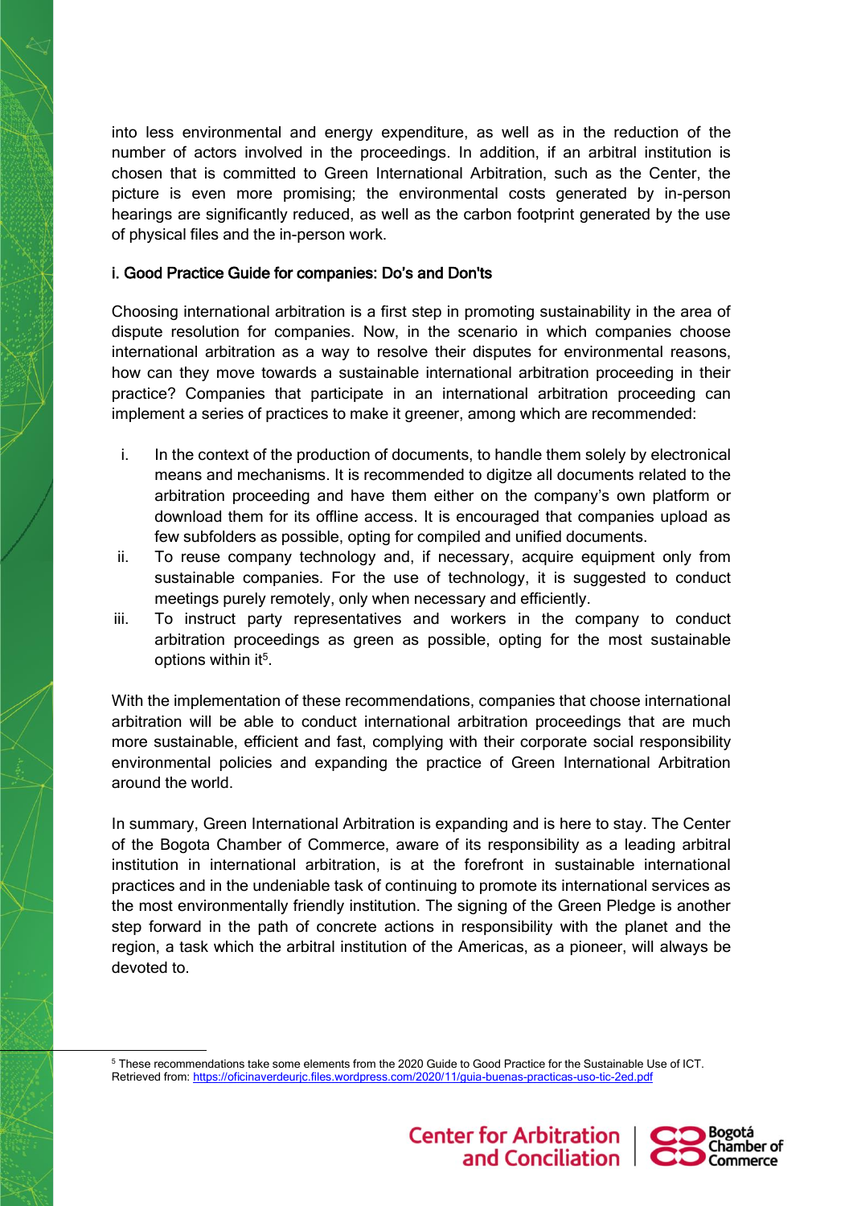into less environmental and energy expenditure, as well as in the reduction of the number of actors involved in the proceedings. In addition, if an arbitral institution is chosen that is committed to Green International Arbitration, such as the Center, the picture is even more promising; the environmental costs generated by in-person hearings are significantly reduced, as well as the carbon footprint generated by the use of physical files and the in-person work.

### i. Good Practice Guide for companies: Do's and Don'ts

Choosing international arbitration is a first step in promoting sustainability in the area of dispute resolution for companies. Now, in the scenario in which companies choose international arbitration as a way to resolve their disputes for environmental reasons, how can they move towards a sustainable international arbitration proceeding in their practice? Companies that participate in an international arbitration proceeding can implement a series of practices to make it greener, among which are recommended:

i. In the context of the production of documents, to handle them solely by electronical means and mechanisms. It is recommended to digitze all documents related to the arbitration proceeding and have them either on the company's own platform or download them for its offline access. It is encouraged that companies upload as few subfolders as possible, opting for compiled and unified documents.

ii. To reuse company technology and, if necessary, acquire equipment only from sustainable companies. For the use of technology, it is suggested to conduct meetings purely remotely, only when necessary and efficiently.

iii. To instruct party representatives and workers in the company to conduct arbitration proceedings as green as possible, opting for the most sustainable options within it[5].

With the implementation of these recommendations, companies that choose international arbitration will be able to conduct international arbitration proceedings that are much more sustainable, efficient and fast, complying with their corporate social responsibility environmental policies and expanding the practice of Green International Arbitration around the world.

In summary, Green International Arbitration is expanding and is here to stay. The Center of the Bogota Chamber of Commerce, aware of its responsibility as a leading arbitral institution in international arbitration, is at the forefront in sustainable international practices and in the undeniable task of continuing to promote its international services as the most environmentally friendly institution. The signing of the Green Pledge is another step forward in the path of concrete actions in responsibility with the planet and the region, a task which the arbitral institution of the Americas, as a pioneer, will always be devoted to.

---

[5] These recommendations take some elements from the 2020 Guide to Good Practice for the Sustainable Use of ICT. Retrieved from: https://oficinaverdeurjc.files.wordpress.com/2020/11/guia-buenas-practicas-uso-tic-2ed.pdf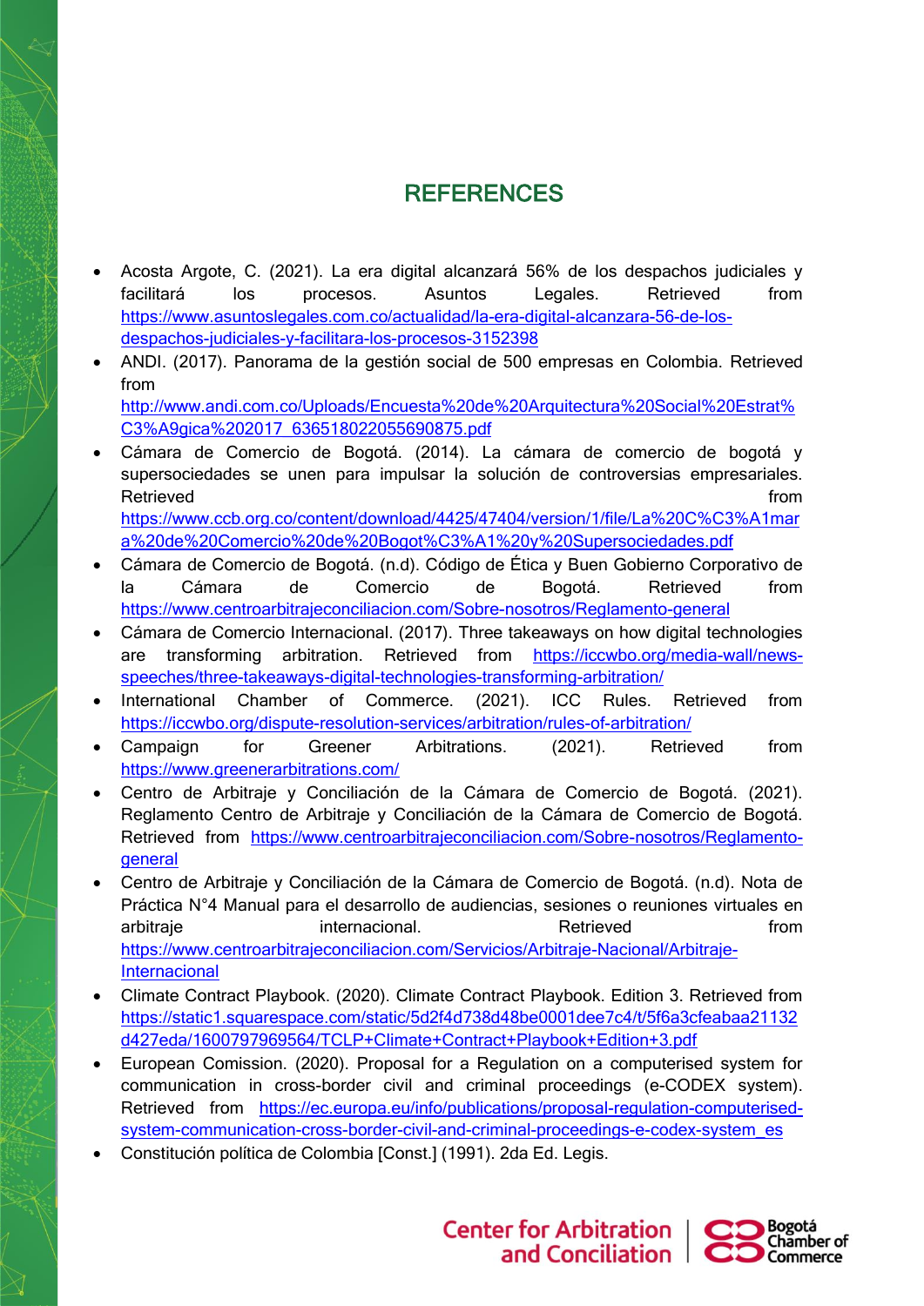## REFERENCES

- Acosta Argote, C. (2021). La era digital alcanzará 56% de los despachos judiciales y facilitará los procesos. Asuntos Legales. Retrieved from https://www.asuntoslegales.com.co/actualidad/la-era-digital-alcanzara-56-de-los-despachos-judiciales-y-facilitara-los-procesos-3152398
- ANDI. (2017). Panorama de la gestión social de 500 empresas en Colombia. Retrieved from http://www.andi.com.co/Uploads/Encuesta%20de%20Arquitectura%20Social%20Estrat%C3%A9gica%202017_636518022055690875.pdf
- Cámara de Comercio de Bogotá. (2014). La cámara de comercio de bogotá y supersociedades se unen para impulsar la solución de controversias empresariales. Retrieved from https://www.ccb.org.co/content/download/4425/47404/version/1/file/La%20C%C3%A1mara%20de%20Comercio%20de%20Bogot%C3%A1%20y%20Supersociedades.pdf
- Cámara de Comercio de Bogotá. (n.d). Código de Ética y Buen Gobierno Corporativo de la Cámara de Comercio de Bogotá. Retrieved from https://www.centroarbitrajeconciliacion.com/Sobre-nosotros/Reglamento-general
- Cámara de Comercio Internacional. (2017). Three takeaways on how digital technologies are transforming arbitration. Retrieved from https://iccwbo.org/media-wall/news-speeches/three-takeaways-digital-technologies-transforming-arbitration/
- International Chamber of Commerce. (2021). ICC Rules. Retrieved from https://iccwbo.org/dispute-resolution-services/arbitration/rules-of-arbitration/
- Campaign for Greener Arbitrations. (2021). Retrieved from https://www.greenerarbitrations.com/
- Centro de Arbitraje y Conciliación de la Cámara de Comercio de Bogotá. (2021). Reglamento Centro de Arbitraje y Conciliación de la Cámara de Comercio de Bogotá. Retrieved from https://www.centroarbitrajeconciliacion.com/Sobre-nosotros/Reglamento-general
- Centro de Arbitraje y Conciliación de la Cámara de Comercio de Bogotá. (n.d). Nota de Práctica N°4 Manual para el desarrollo de audiencias, sesiones o reuniones virtuales en arbitraje internacional. Retrieved from https://www.centroarbitrajeconciliacion.com/Servicios/Arbitraje-Nacional/Arbitraje-Internacional
- Climate Contract Playbook. (2020). Climate Contract Playbook. Edition 3. Retrieved from https://static1.squarespace.com/static/5d2f4d738d48be0001dee7c4/t/5f6a3cfeabaa21132d427eda/1600797969564/TCLP+Climate+Contract+Playbook+Edition+3.pdf
- European Comission. (2020). Proposal for a Regulation on a computerised system for communication in cross-border civil and criminal proceedings (e-CODEX system). Retrieved from https://ec.europa.eu/info/publications/proposal-regulation-computerised-system-communication-cross-border-civil-and-criminal-proceedings-e-codex-system_es
- Constitución política de Colombia [Const.] (1991). 2da Ed. Legis.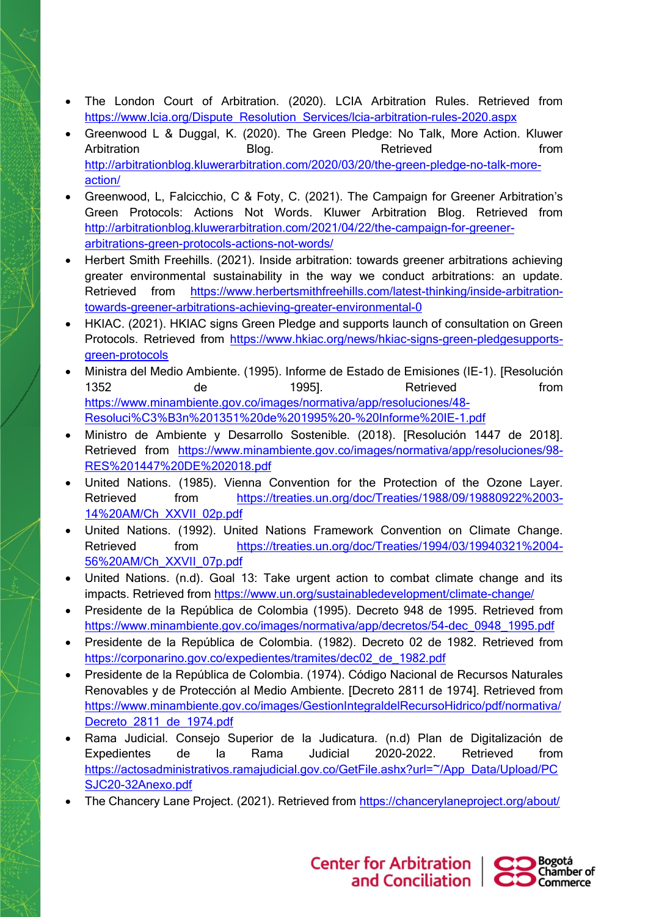- The London Court of Arbitration. (2020). LCIA Arbitration Rules. Retrieved from https://www.lcia.org/Dispute_Resolution_Services/lcia-arbitration-rules-2020.aspx
- Greenwood L & Duggal, K. (2020). The Green Pledge: No Talk, More Action. Kluwer Arbitration Blog. Retrieved from http://arbitrationblog.kluwerarbitration.com/2020/03/20/the-green-pledge-no-talk-more-action/
- Greenwood, L, Falcicchio, C & Foty, C. (2021). The Campaign for Greener Arbitration's Green Protocols: Actions Not Words. Kluwer Arbitration Blog. Retrieved from http://arbitrationblog.kluwerarbitration.com/2021/04/22/the-campaign-for-greener-arbitrations-green-protocols-actions-not-words/
- Herbert Smith Freehills. (2021). Inside arbitration: towards greener arbitrations achieving greater environmental sustainability in the way we conduct arbitrations: an update. Retrieved from https://www.herbertsmithfreehills.com/latest-thinking/inside-arbitration-towards-greener-arbitrations-achieving-greater-environmental-0
- HKIAC. (2021). HKIAC signs Green Pledge and supports launch of consultation on Green Protocols. Retrieved from https://www.hkiac.org/news/hkiac-signs-green-pledgesupports-green-protocols
- Ministra del Medio Ambiente. (1995). Informe de Estado de Emisiones (IE-1). [Resolución 1352 de 1995]. Retrieved from https://www.minambiente.gov.co/images/normativa/app/resoluciones/48-Resoluci%C3%B3n%201351%20de%201995%20-%20Informe%20IE-1.pdf
- Ministro de Ambiente y Desarrollo Sostenible. (2018). [Resolución 1447 de 2018]. Retrieved from https://www.minambiente.gov.co/images/normativa/app/resoluciones/98-RES%201447%20DE%202018.pdf
- United Nations. (1985). Vienna Convention for the Protection of the Ozone Layer. Retrieved from https://treaties.un.org/doc/Treaties/1988/09/19880922%2003-14%20AM/Ch_XXVII_02p.pdf
- United Nations. (1992). United Nations Framework Convention on Climate Change. Retrieved from https://treaties.un.org/doc/Treaties/1994/03/19940321%2004-56%20AM/Ch_XXVII_07p.pdf
- United Nations. (n.d). Goal 13: Take urgent action to combat climate change and its impacts. Retrieved from https://www.un.org/sustainabledevelopment/climate-change/
- Presidente de la República de Colombia (1995). Decreto 948 de 1995. Retrieved from https://www.minambiente.gov.co/images/normativa/app/decretos/54-dec_0948_1995.pdf
- Presidente de la República de Colombia. (1982). Decreto 02 de 1982. Retrieved from https://corponarino.gov.co/expedientes/tramites/dec02_de_1982.pdf
- Presidente de la República de Colombia. (1974). Código Nacional de Recursos Naturales Renovables y de Protección al Medio Ambiente. [Decreto 2811 de 1974]. Retrieved from https://www.minambiente.gov.co/images/GestionIntegraldelRecursoHidrico/pdf/normativa/Decreto_2811_de_1974.pdf
- Rama Judicial. Consejo Superior de la Judicatura. (n.d) Plan de Digitalización de Expedientes de la Rama Judicial 2020-2022. Retrieved from https://actosadministrativos.ramajudicial.gov.co/GetFile.ashx?url=~/App_Data/Upload/PCSJC20-32Anexo.pdf
- The Chancery Lane Project. (2021). Retrieved from https://chancerylaneproject.org/about/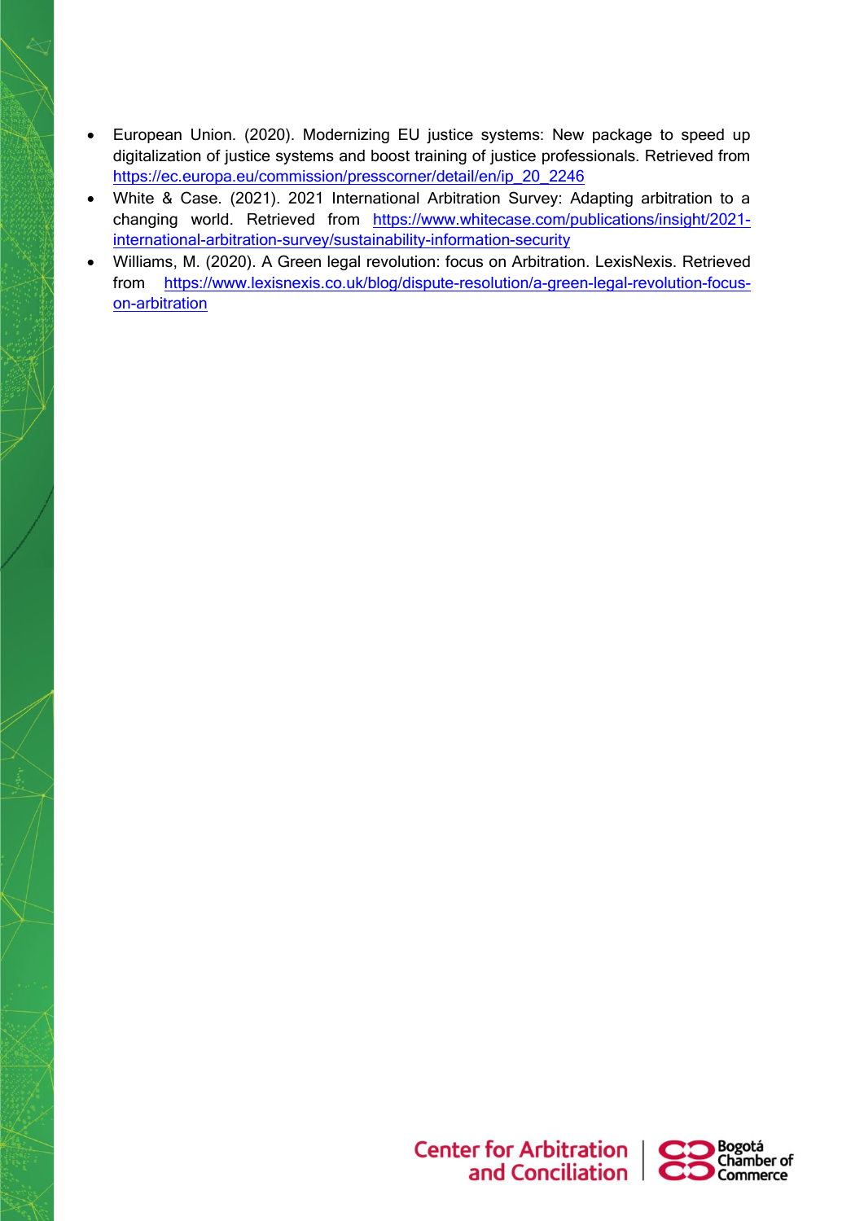- European Union. (2020). Modernizing EU justice systems: New package to speed up digitalization of justice systems and boost training of justice professionals. Retrieved from https://ec.europa.eu/commission/presscorner/detail/en/ip_20_2246
- White & Case. (2021). 2021 International Arbitration Survey: Adapting arbitration to a changing world. Retrieved from https://www.whitecase.com/publications/insight/2021-international-arbitration-survey/sustainability-information-security
- Williams, M. (2020). A Green legal revolution: focus on Arbitration. LexisNexis. Retrieved from https://www.lexisnexis.co.uk/blog/dispute-resolution/a-green-legal-revolution-focus-on-arbitration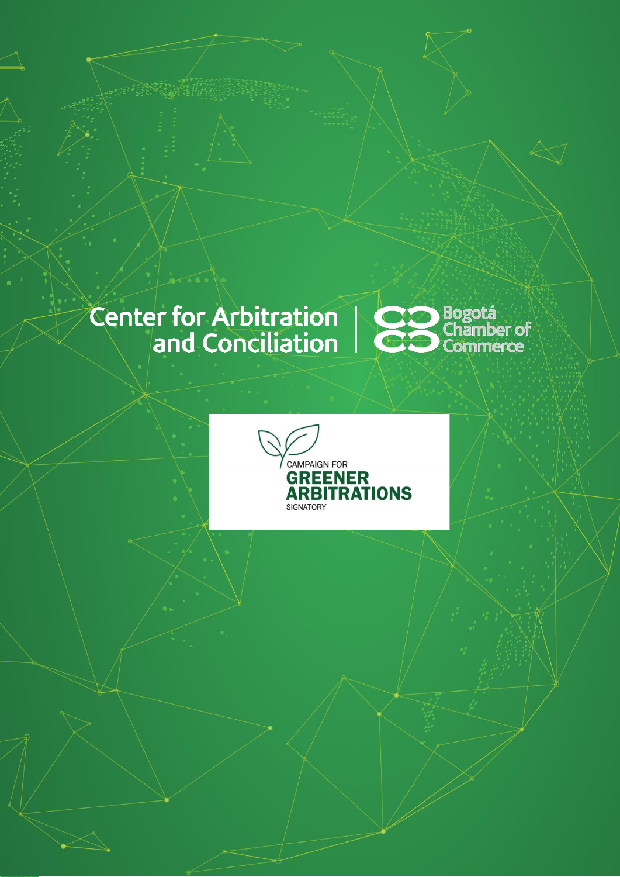Center for Arbitration and Conciliation

Bogotá Chamber of Commerce

CAMPAIGN FOR
GREENER ARBITRATIONS
SIGNATORY